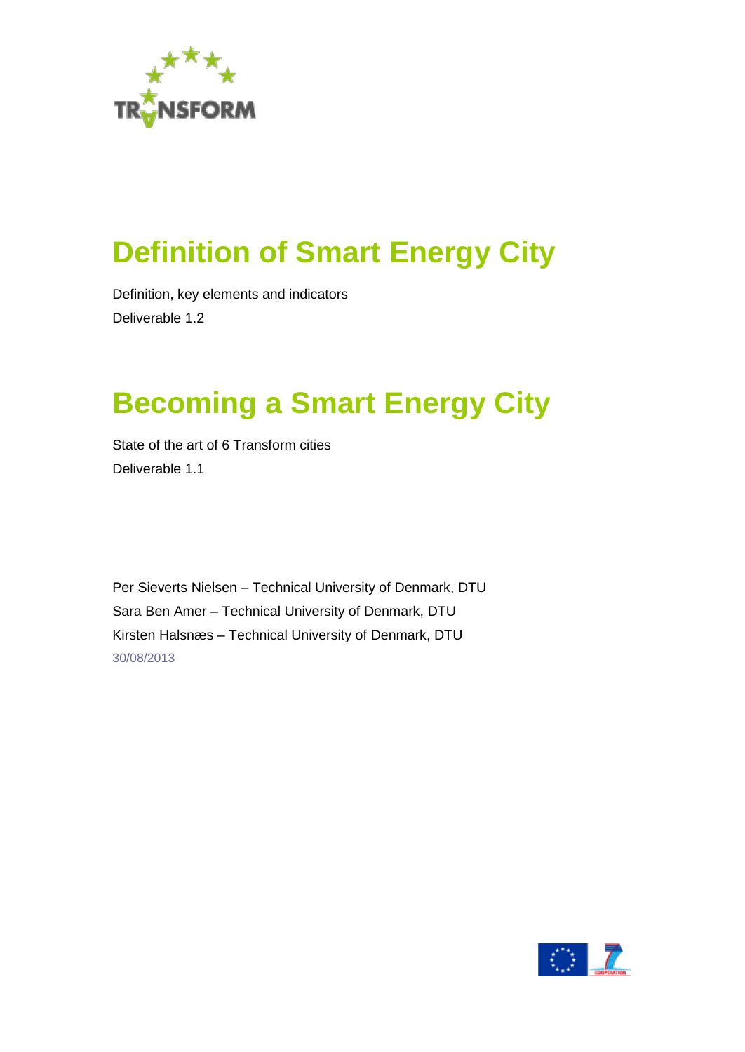TRANSFORM

# Definition of Smart Energy City

Definition, key elements and indicators

Deliverable 1.2

# Becoming a Smart Energy City

State of the art of 6 Transform cities

Deliverable 1.1

Per Sieverts Nielsen – Technical University of Denmark, DTU

Sara Ben Amer – Technical University of Denmark, DTU

Kirsten Halsnæs – Technical University of Denmark, DTU

30/08/2013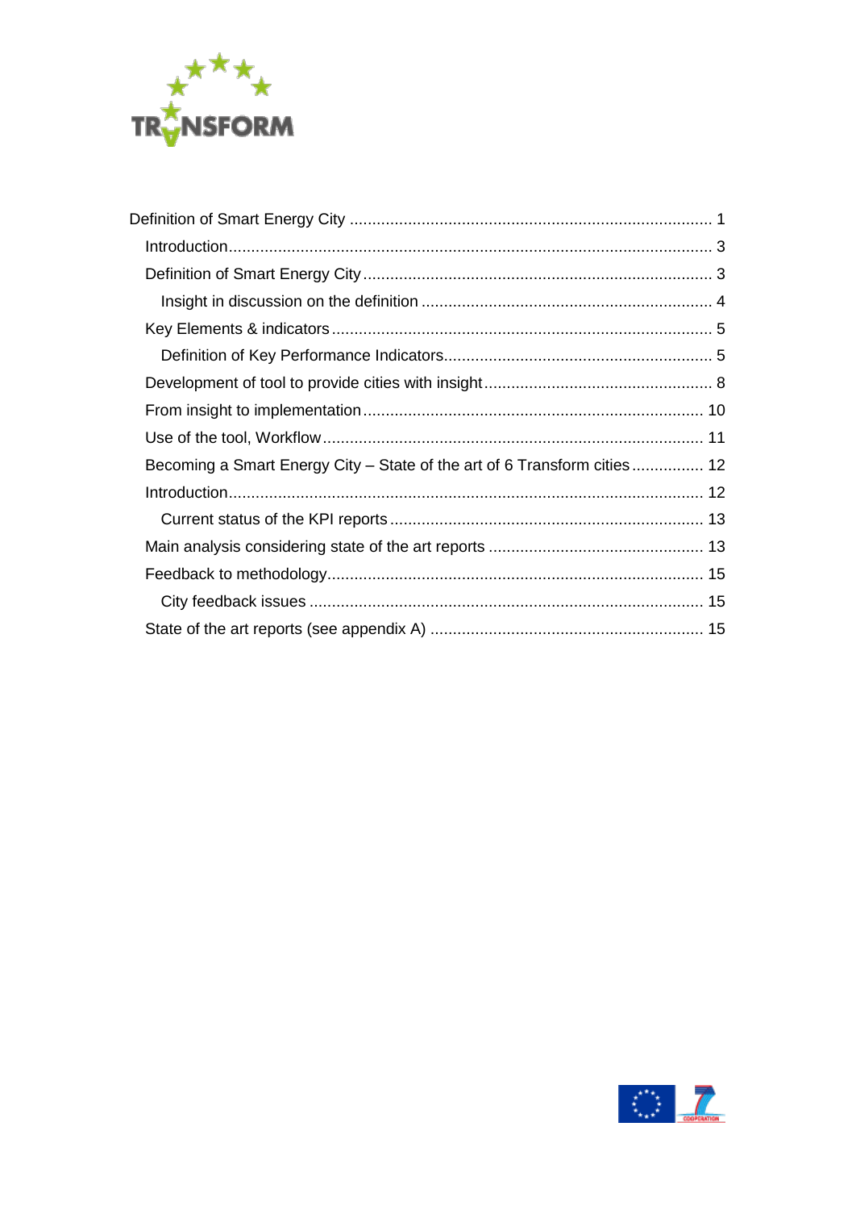Definition of Smart Energy City ................................................................................ 1

- Introduction.......................................................................................................... 3
- Definition of Smart Energy City ............................................................................. 3
  - Insight in discussion on the definition ................................................................ 4
- Key Elements & indicators .................................................................................... 5
  - Definition of Key Performance Indicators............................................................ 5
- Development of tool to provide cities with insight.................................................. 8
- From insight to implementation........................................................................... 10
- Use of the tool, Workflow.................................................................................... 11
- Becoming a Smart Energy City – State of the art of 6 Transform cities ................ 12
- Introduction......................................................................................................... 12
  - Current status of the KPI reports ..................................................................... 13
- Main analysis considering state of the art reports ................................................ 13
- Feedback to methodology................................................................................... 15
  - City feedback issues ....................................................................................... 15
- State of the art reports (see appendix A) ............................................................. 15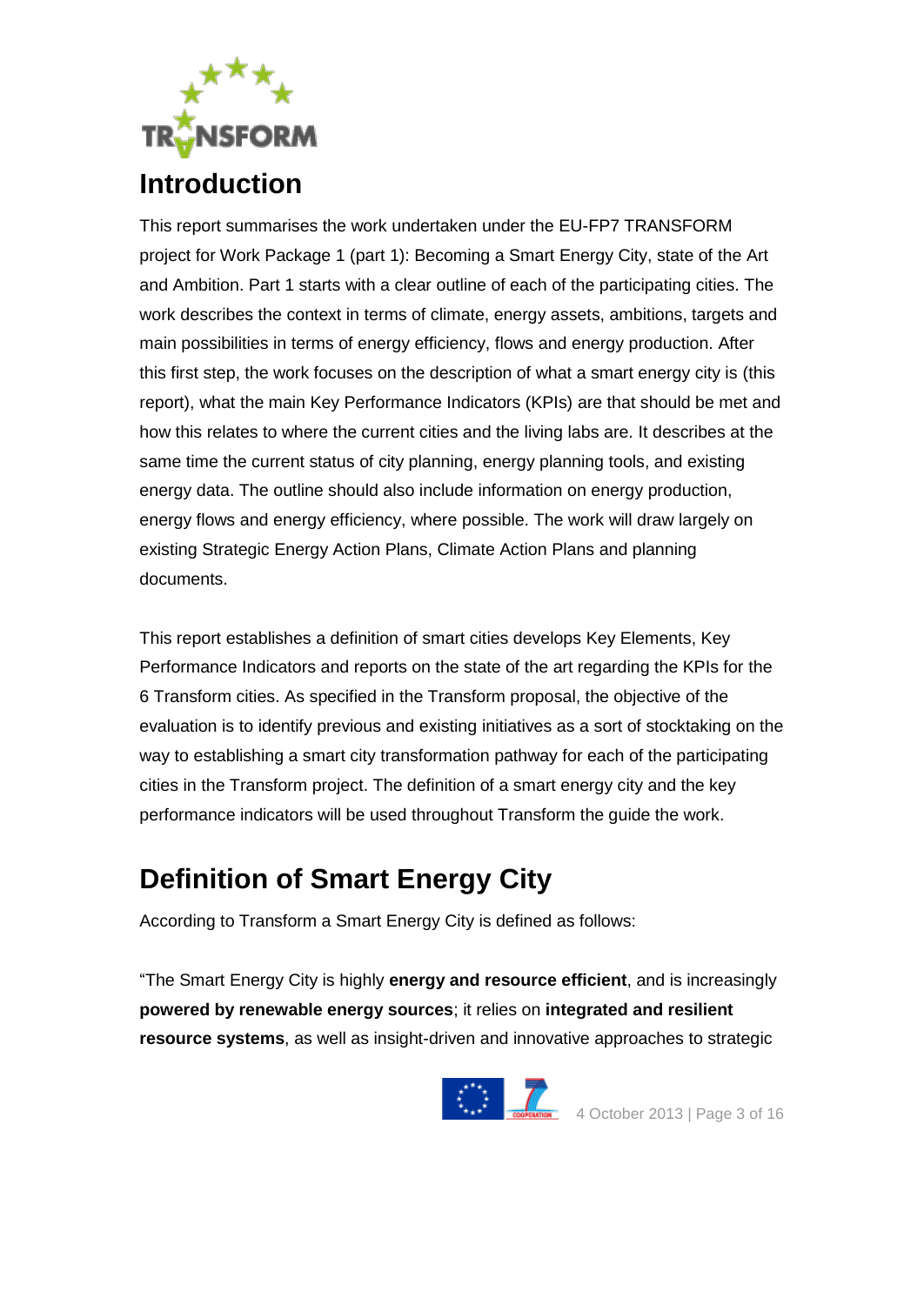# Introduction

This report summarises the work undertaken under the EU-FP7 TRANSFORM project for Work Package 1 (part 1): Becoming a Smart Energy City, state of the Art and Ambition. Part 1 starts with a clear outline of each of the participating cities. The work describes the context in terms of climate, energy assets, ambitions, targets and main possibilities in terms of energy efficiency, flows and energy production. After this first step, the work focuses on the description of what a smart energy city is (this report), what the main Key Performance Indicators (KPIs) are that should be met and how this relates to where the current cities and the living labs are. It describes at the same time the current status of city planning, energy planning tools, and existing energy data. The outline should also include information on energy production, energy flows and energy efficiency, where possible. The work will draw largely on existing Strategic Energy Action Plans, Climate Action Plans and planning documents.

This report establishes a definition of smart cities develops Key Elements, Key Performance Indicators and reports on the state of the art regarding the KPIs for the 6 Transform cities. As specified in the Transform proposal, the objective of the evaluation is to identify previous and existing initiatives as a sort of stocktaking on the way to establishing a smart city transformation pathway for each of the participating cities in the Transform project. The definition of a smart energy city and the key performance indicators will be used throughout Transform the guide the work.

# Definition of Smart Energy City

According to Transform a Smart Energy City is defined as follows:

"The Smart Energy City is highly **energy and resource efficient**, and is increasingly **powered by renewable energy sources**; it relies on **integrated and resilient resource systems**, as well as insight-driven and innovative approaches to strategic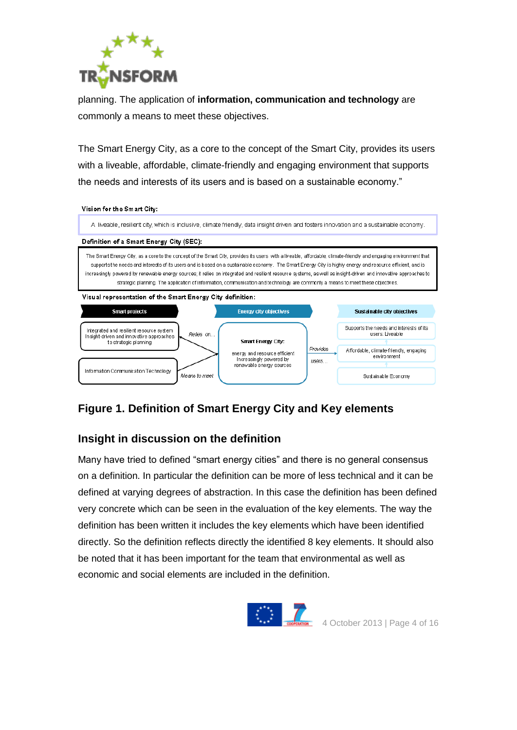planning. The application of **information, communication and technology** are commonly a means to meet these objectives.

The Smart Energy City, as a core to the concept of the Smart City, provides its users with a liveable, affordable, climate-friendly and engaging environment that supports the needs and interests of its users and is based on a sustainable economy."

Vision for the Smart City:

A liveable, resilient city, which is inclusive, climate friendly, data insight driven and fosters innovation and a sustainable economy.

Definition of a Smart Energy City (SEC):

The Smart Energy City, as a core to the concept of the Smart City, provides its users with a liveable, affordable, climate-friendly and engaging environment that supports the needs and interests of its users and is based on a sustainable economy. The Smart Energy City is highly energy and resource efficient, and is increasingly powered by renewable energy sources; it relies on integrated and resilient resource systems, as well as insight-driven and innovative approaches to strategic planning. The application of information, communication and technology are commonly a means to meet these objectives.

Visual representation of the Smart Energy City definition:

| Smart projects | | Energy city objectives | | Sustainable city objectives |
|---|---|---|---|---|
| Integrated and resilient resource system. Insight-driven and innovative approaches to strategic planning | Relies on... | Smart Energy City: energy and resource efficient. Increasingly powered by renewable energy sources | Provides users... | Supports the needs and interests of its users: Liveable |
| Information Communication Technology | Means to meet | | | Affordable, climate-friendly, engaging environment |
| | | | | Sustainable Economy |

## Figure 1. Definition of Smart Energy City and Key elements

## Insight in discussion on the definition

Many have tried to defined "smart energy cities" and there is no general consensus on a definition. In particular the definition can be more of less technical and it can be defined at varying degrees of abstraction. In this case the definition has been defined very concrete which can be seen in the evaluation of the key elements. The way the definition has been written it includes the key elements which have been identified directly. So the definition reflects directly the identified 8 key elements. It should also be noted that it has been important for the team that environmental as well as economic and social elements are included in the definition.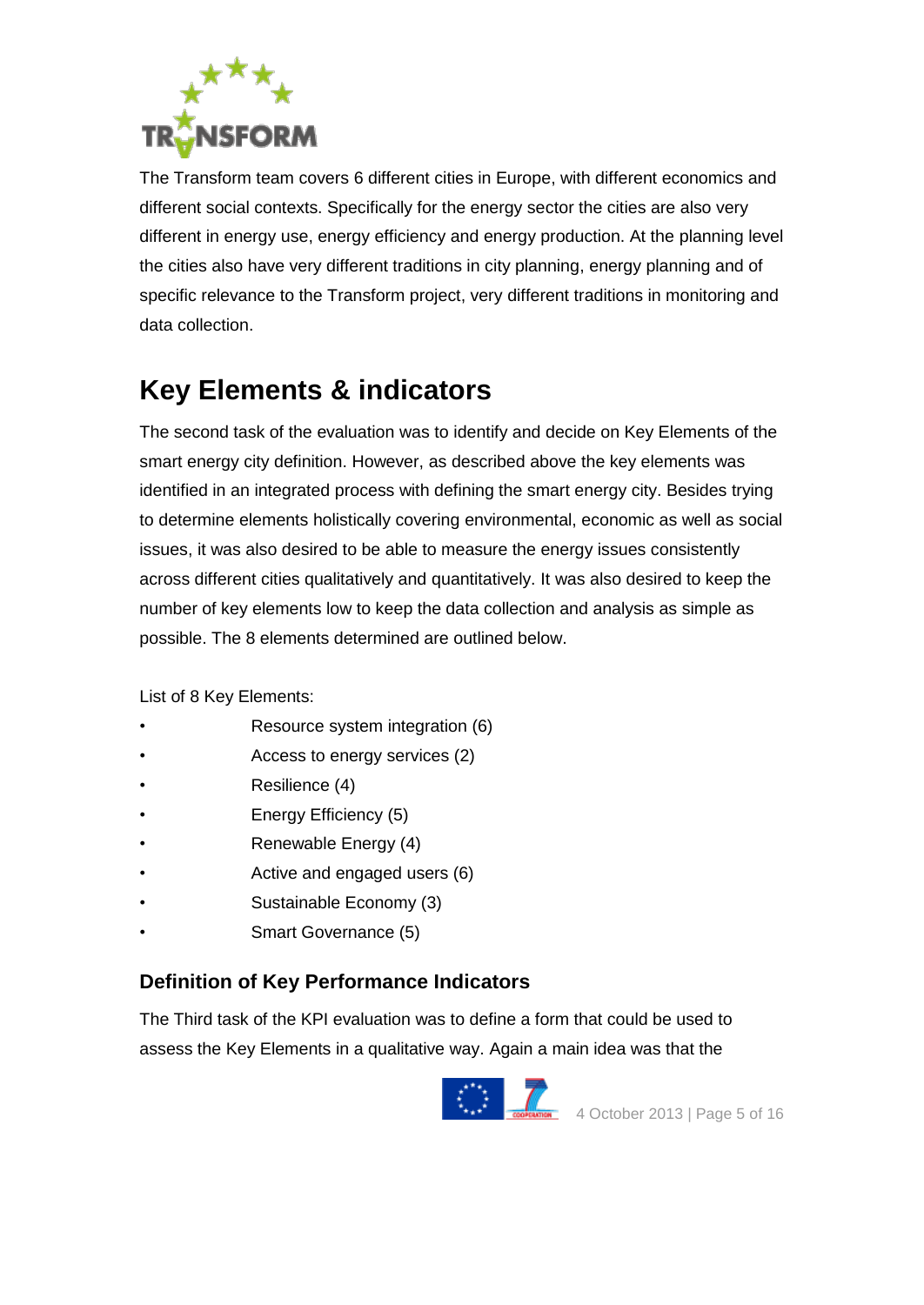The Transform team covers 6 different cities in Europe, with different economics and different social contexts. Specifically for the energy sector the cities are also very different in energy use, energy efficiency and energy production. At the planning level the cities also have very different traditions in city planning, energy planning and of specific relevance to the Transform project, very different traditions in monitoring and data collection.

# Key Elements & indicators

The second task of the evaluation was to identify and decide on Key Elements of the smart energy city definition. However, as described above the key elements was identified in an integrated process with defining the smart energy city. Besides trying to determine elements holistically covering environmental, economic as well as social issues, it was also desired to be able to measure the energy issues consistently across different cities qualitatively and quantitatively. It was also desired to keep the number of key elements low to keep the data collection and analysis as simple as possible. The 8 elements determined are outlined below.

List of 8 Key Elements:

- Resource system integration (6)
- Access to energy services (2)
- Resilience (4)
- Energy Efficiency (5)
- Renewable Energy (4)
- Active and engaged users (6)
- Sustainable Economy (3)
- Smart Governance (5)

## Definition of Key Performance Indicators

The Third task of the KPI evaluation was to define a form that could be used to assess the Key Elements in a qualitative way. Again a main idea was that the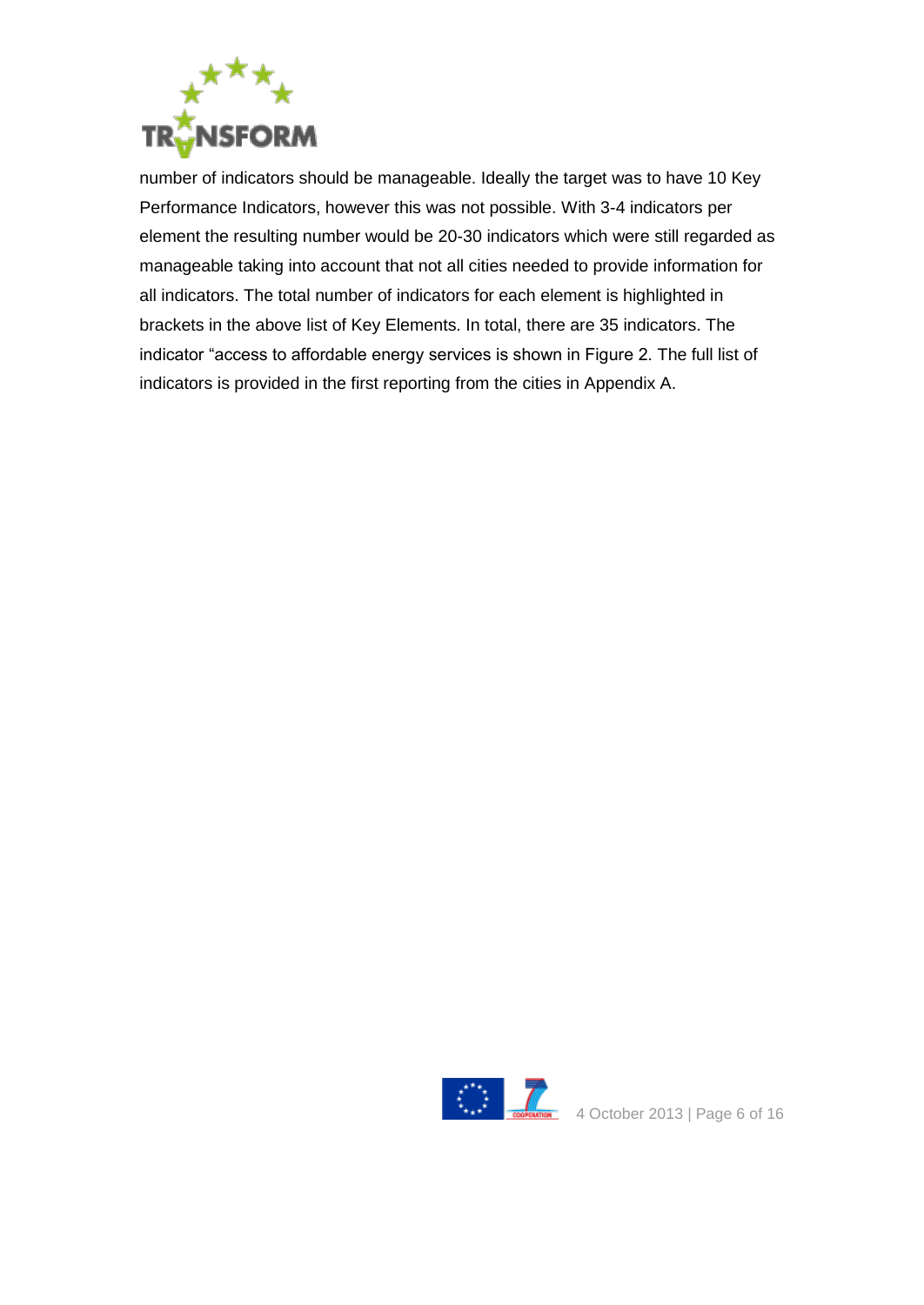number of indicators should be manageable. Ideally the target was to have 10 Key Performance Indicators, however this was not possible. With 3-4 indicators per element the resulting number would be 20-30 indicators which were still regarded as manageable taking into account that not all cities needed to provide information for all indicators. The total number of indicators for each element is highlighted in brackets in the above list of Key Elements. In total, there are 35 indicators. The indicator "access to affordable energy services is shown in Figure 2. The full list of indicators is provided in the first reporting from the cities in Appendix A.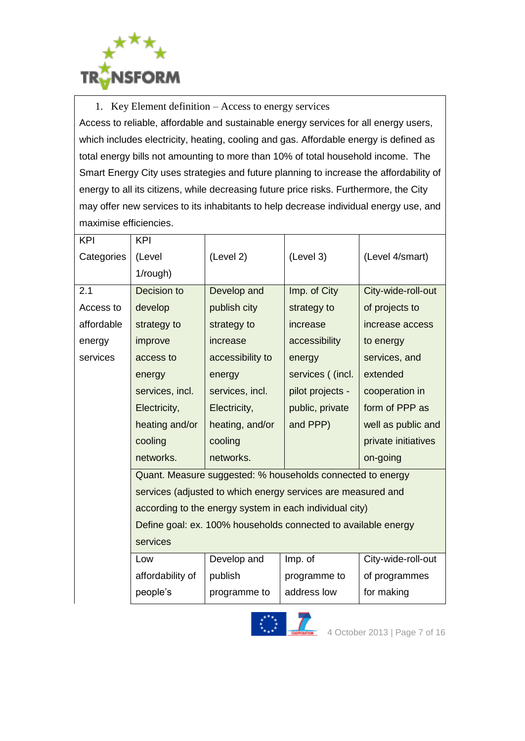1. Key Element definition – Access to energy services

Access to reliable, affordable and sustainable energy services for all energy users, which includes electricity, heating, cooling and gas. Affordable energy is defined as total energy bills not amounting to more than 10% of total household income. The Smart Energy City uses strategies and future planning to increase the affordability of energy to all its citizens, while decreasing future price risks. Furthermore, the City may offer new services to its inhabitants to help decrease individual energy use, and maximise efficiencies.

| KPI Categories | KPI (Level 1/rough) | (Level 2) | (Level 3) | (Level 4/smart) |
|---|---|---|---|---|
| 2.1 Access to affordable energy services | Decision to develop strategy to improve access to energy services, incl. Electricity, heating and/or cooling networks. | Develop and publish city strategy to increase accessibility to energy services, incl. Electricity, heating, and/or cooling networks. | Imp. of City strategy to increase accessibility energy services ( (incl. pilot projects - public, private and PPP) | City-wide-roll-out of projects to increase access to energy services, and extended cooperation in form of PPP as well as public and private initiatives on-going |
| | Quant. Measure suggested: % households connected to energy services (adjusted to which energy services are measured and according to the energy system in each individual city)<br>Define goal: ex. 100% households connected to available energy services | | | |
| | Low affordability of people's | Develop and publish programme to | Imp. of programme to address low | City-wide-roll-out of programmes for making |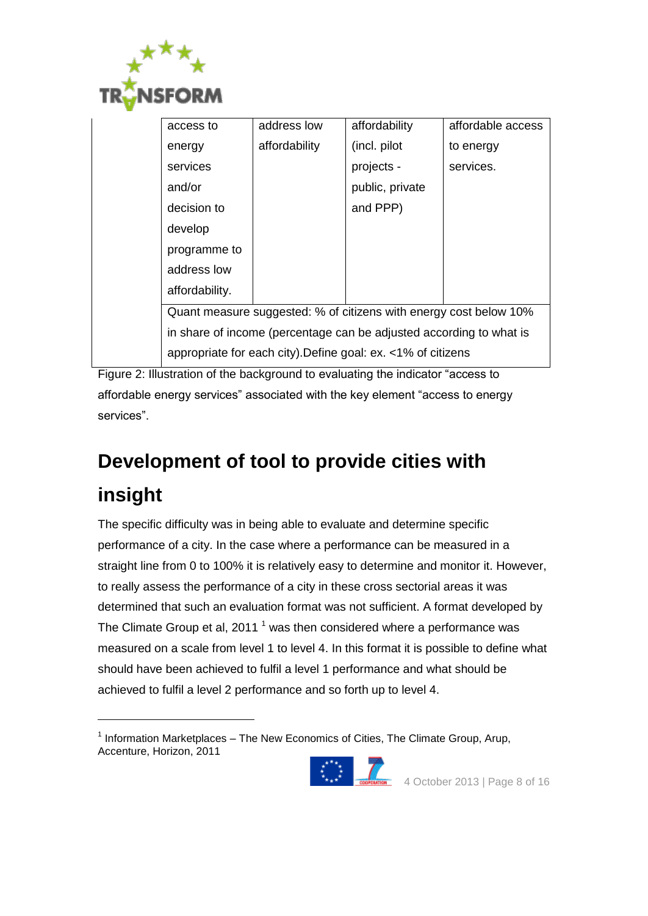| | | | | |
|---|---|---|---|---|
| | access to energy services and/or decision to develop programme to address low affordability. | address low affordability | affordability (incl. pilot projects - public, private and PPP) | affordable access to energy services. |
| | Quant measure suggested: % of citizens with energy cost below 10% in share of income (percentage can be adjusted according to what is appropriate for each city).Define goal: ex. <1% of citizens | | | |

Figure 2: Illustration of the background to evaluating the indicator "access to affordable energy services" associated with the key element "access to energy services".

# Development of tool to provide cities with insight

The specific difficulty was in being able to evaluate and determine specific performance of a city. In the case where a performance can be measured in a straight line from 0 to 100% it is relatively easy to determine and monitor it. However, to really assess the performance of a city in these cross sectorial areas it was determined that such an evaluation format was not sufficient. A format developed by The Climate Group et al, 2011 [1] was then considered where a performance was measured on a scale from level 1 to level 4. In this format it is possible to define what should have been achieved to fulfil a level 1 performance and what should be achieved to fulfil a level 2 performance and so forth up to level 4.

[1] Information Marketplaces – The New Economics of Cities, The Climate Group, Arup, Accenture, Horizon, 2011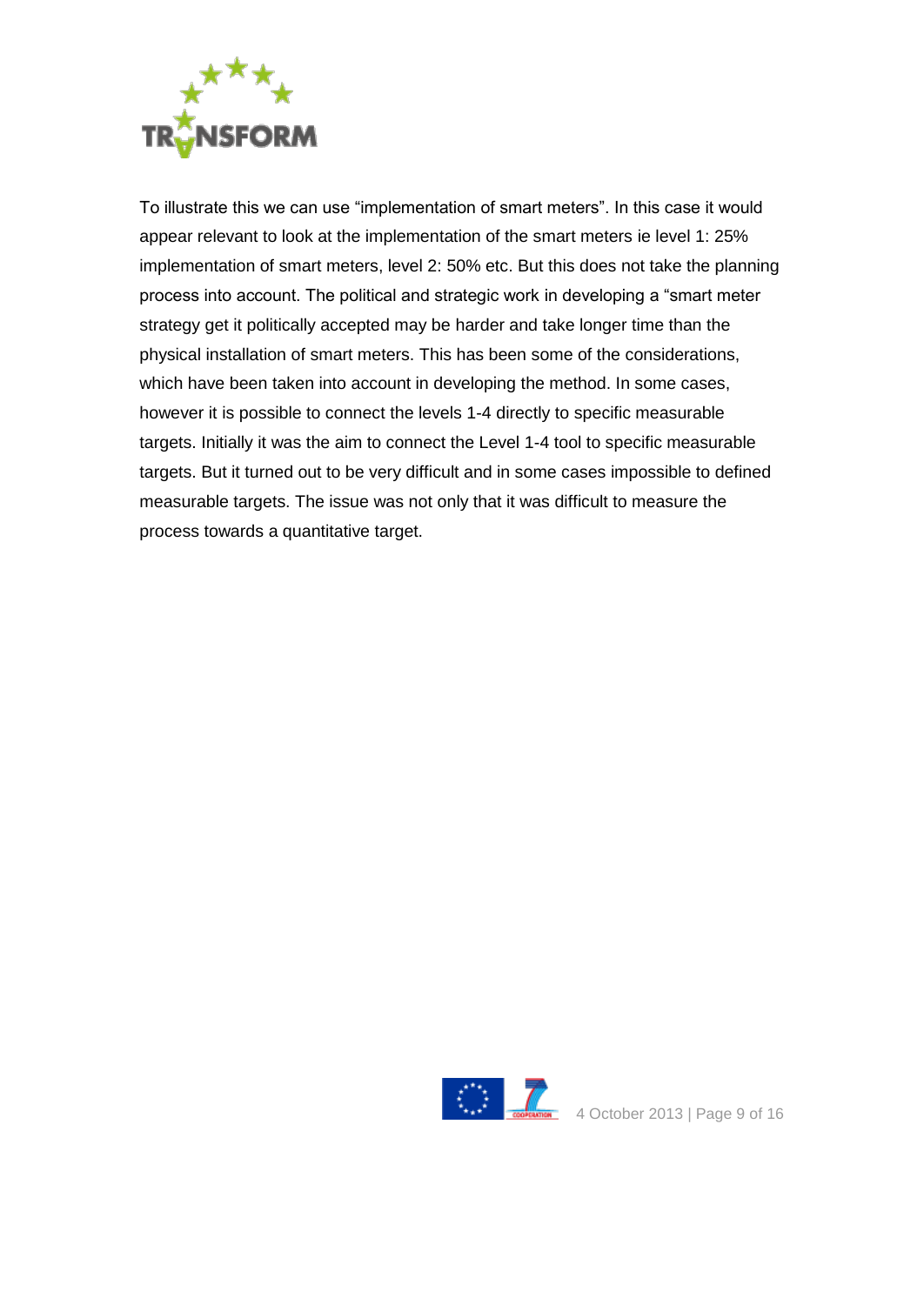To illustrate this we can use “implementation of smart meters”. In this case it would appear relevant to look at the implementation of the smart meters ie level 1: 25% implementation of smart meters, level 2: 50% etc. But this does not take the planning process into account. The political and strategic work in developing a “smart meter strategy get it politically accepted may be harder and take longer time than the physical installation of smart meters. This has been some of the considerations, which have been taken into account in developing the method. In some cases, however it is possible to connect the levels 1-4 directly to specific measurable targets. Initially it was the aim to connect the Level 1-4 tool to specific measurable targets. But it turned out to be very difficult and in some cases impossible to defined measurable targets. The issue was not only that it was difficult to measure the process towards a quantitative target.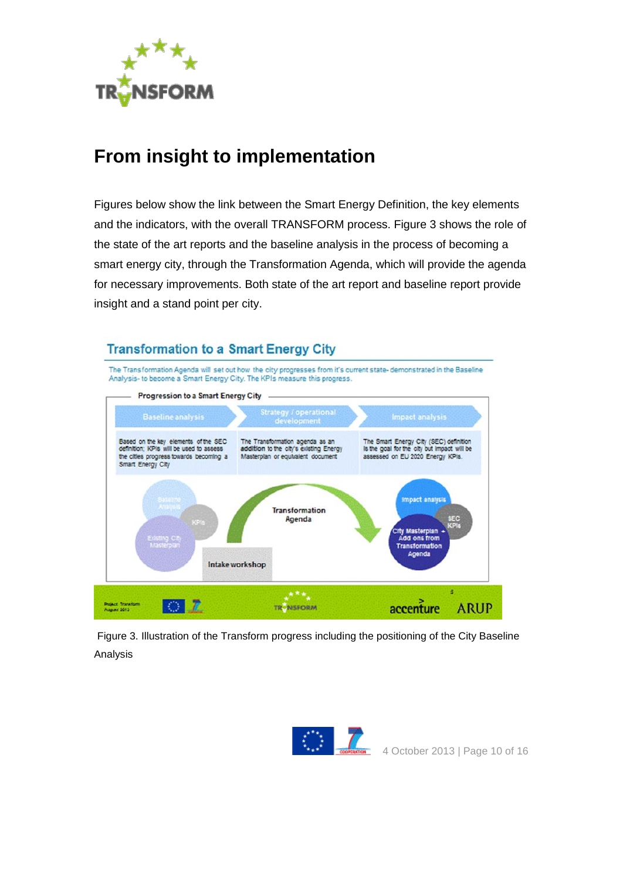# From insight to implementation

Figures below show the link between the Smart Energy Definition, the key elements and the indicators, with the overall TRANSFORM process. Figure 3 shows the role of the state of the art reports and the baseline analysis in the process of becoming a smart energy city, through the Transformation Agenda, which will provide the agenda for necessary improvements. Both state of the art report and baseline report provide insight and a stand point per city.

## Transformation to a Smart Energy City

The Transformation Agenda will set out how the city progresses from it's current state- demonstrated in the Baseline Analysis- to become a Smart Energy City. The KPIs measure this progress.

**Progression to a Smart Energy City**

| Baseline analysis | Strategy / operational development | Impact analysis |
|---|---|---|
| Based on the key elements of the SEC definition; KPIs will be used to assess the cities progress towards becoming a Smart Energy City | The Transformation agenda as an addition to the city's existing Energy Masterplan or equivalent document | The Smart Energy City (SEC) definition is the goal for the city but impact will be assessed on EU 2020 Energy KPIs. |

Baseline Analysis · KPIs · Existing City Masterplan · Intake workshop → Transformation Agenda → Impact analysis · SEC KPIs · City Masterplan + Add ons from Transformation Agenda

Project Transform August 2013 · TRANSFORM · accenture · ARUP

Figure 3. Illustration of the Transform progress including the positioning of the City Baseline Analysis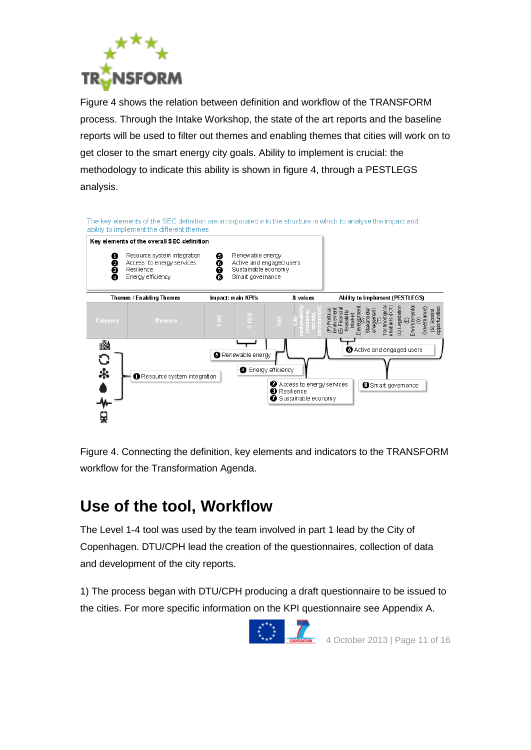Figure 4 shows the relation between definition and workflow of the TRANSFORM process. Through the Intake Workshop, the state of the art reports and the baseline reports will be used to filter out themes and enabling themes that cities will work on to get closer to the smart energy city goals. Ability to implement is crucial: the methodology to indicate this ability is shown in figure 4, through a PESTLEGS analysis.

The key elements of the SEC definition are incorporated into the structure in which to analyse the impact and ability to implement the different themes

**Key elements of the overall SEC definition**

1. Resource system integration
2. Access to energy services
3. Resilience
4. Energy efficiency
5. Renewable energy
6. Active and engaged users
7. Sustainable economy
8. Smart governance

| Themes / Enabling Themes | | Impact: main KPI's | | | & values | Ability to implement (PESTLEGS) | | | | | | | |
|---|---|---|---|---|---|---|---|---|---|---|---|---|---|
| Category | Measure | CO2 | % RES | % EE | City sustainability (economy, society, environment) | (P) Political involvement | (E) Financial feasibility Market Development | (S) Stakeholder engagement | (T) Technological enablers (ICT) | (L) Legislation | (E) Environmental | (G) Governance | (S) Social opportunities |

1 Resource system integration — 5 Renewable energy — 4 Energy efficiency — 2 Access to energy services, 3 Resilience, 7 Sustainable economy — 6 Active and engaged users — 8 Smart governance

Figure 4. Connecting the definition, key elements and indicators to the TRANSFORM workflow for the Transformation Agenda.

## Use of the tool, Workflow

The Level 1-4 tool was used by the team involved in part 1 lead by the City of Copenhagen. DTU/CPH lead the creation of the questionnaires, collection of data and development of the city reports.

1) The process began with DTU/CPH producing a draft questionnaire to be issued to the cities. For more specific information on the KPI questionnaire see Appendix A.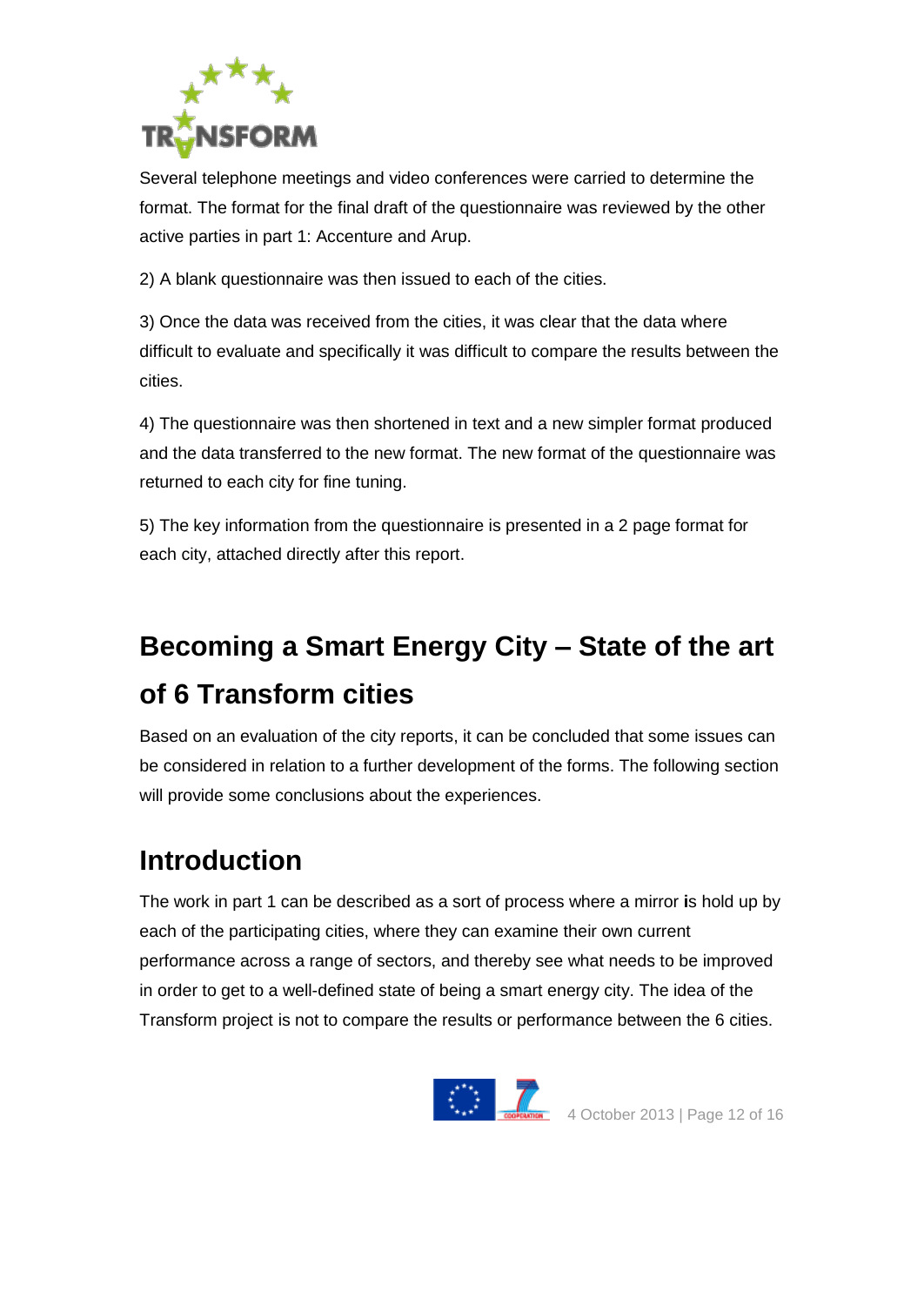Several telephone meetings and video conferences were carried to determine the format. The format for the final draft of the questionnaire was reviewed by the other active parties in part 1: Accenture and Arup.

2) A blank questionnaire was then issued to each of the cities.

3) Once the data was received from the cities, it was clear that the data where difficult to evaluate and specifically it was difficult to compare the results between the cities.

4) The questionnaire was then shortened in text and a new simpler format produced and the data transferred to the new format. The new format of the questionnaire was returned to each city for fine tuning.

5) The key information from the questionnaire is presented in a 2 page format for each city, attached directly after this report.

# Becoming a Smart Energy City – State of the art of 6 Transform cities

Based on an evaluation of the city reports, it can be concluded that some issues can be considered in relation to a further development of the forms. The following section will provide some conclusions about the experiences.

## Introduction

The work in part 1 can be described as a sort of process where a mirror is hold up by each of the participating cities, where they can examine their own current performance across a range of sectors, and thereby see what needs to be improved in order to get to a well-defined state of being a smart energy city. The idea of the Transform project is not to compare the results or performance between the 6 cities.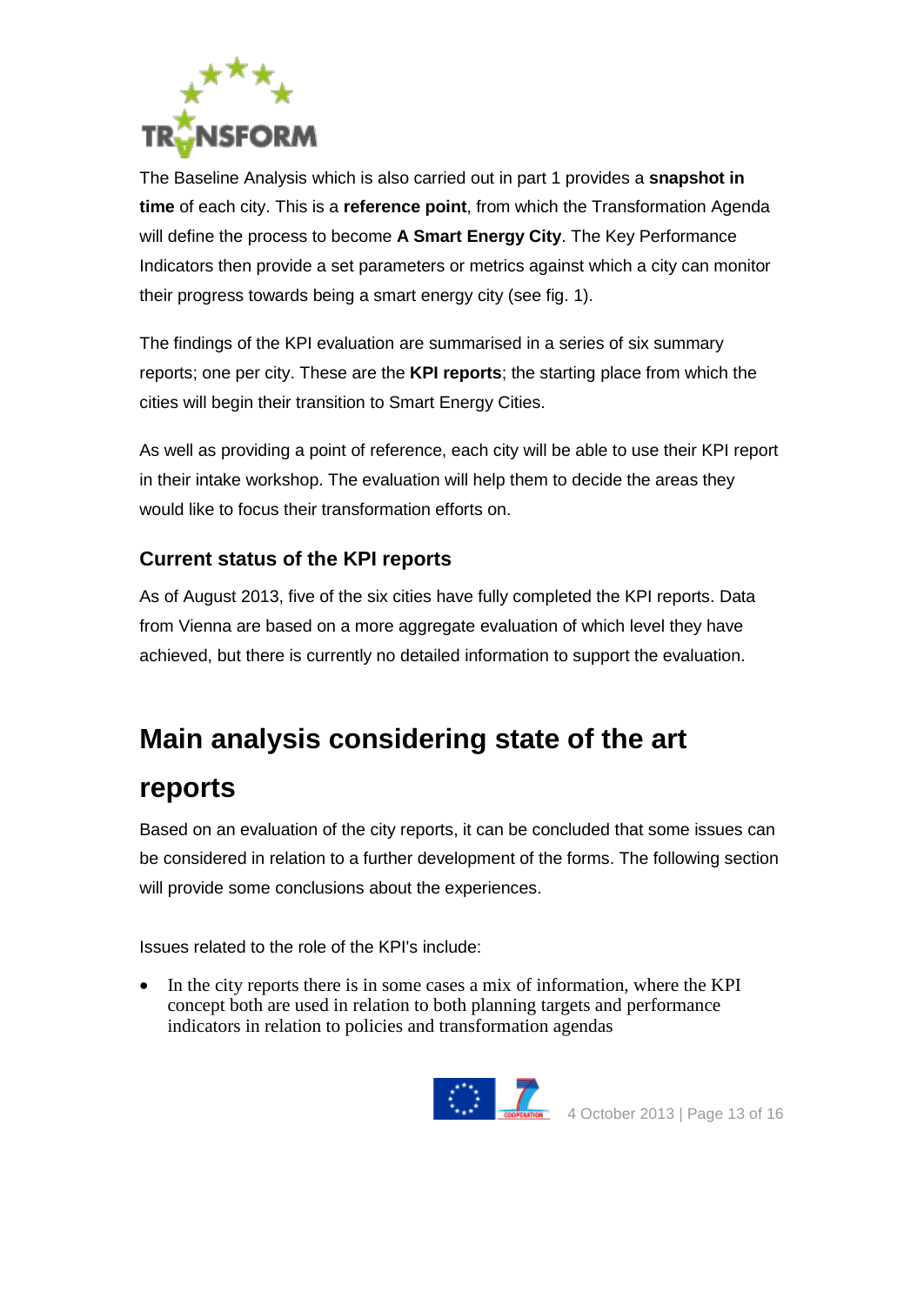The Baseline Analysis which is also carried out in part 1 provides a **snapshot in time** of each city. This is a **reference point**, from which the Transformation Agenda will define the process to become **A Smart Energy City**. The Key Performance Indicators then provide a set parameters or metrics against which a city can monitor their progress towards being a smart energy city (see fig. 1).

The findings of the KPI evaluation are summarised in a series of six summary reports; one per city. These are the **KPI reports**; the starting place from which the cities will begin their transition to Smart Energy Cities.

As well as providing a point of reference, each city will be able to use their KPI report in their intake workshop. The evaluation will help them to decide the areas they would like to focus their transformation efforts on.

### Current status of the KPI reports

As of August 2013, five of the six cities have fully completed the KPI reports. Data from Vienna are based on a more aggregate evaluation of which level they have achieved, but there is currently no detailed information to support the evaluation.

## Main analysis considering state of the art reports

Based on an evaluation of the city reports, it can be concluded that some issues can be considered in relation to a further development of the forms. The following section will provide some conclusions about the experiences.

Issues related to the role of the KPI's include:

- In the city reports there is in some cases a mix of information, where the KPI concept both are used in relation to both planning targets and performance indicators in relation to policies and transformation agendas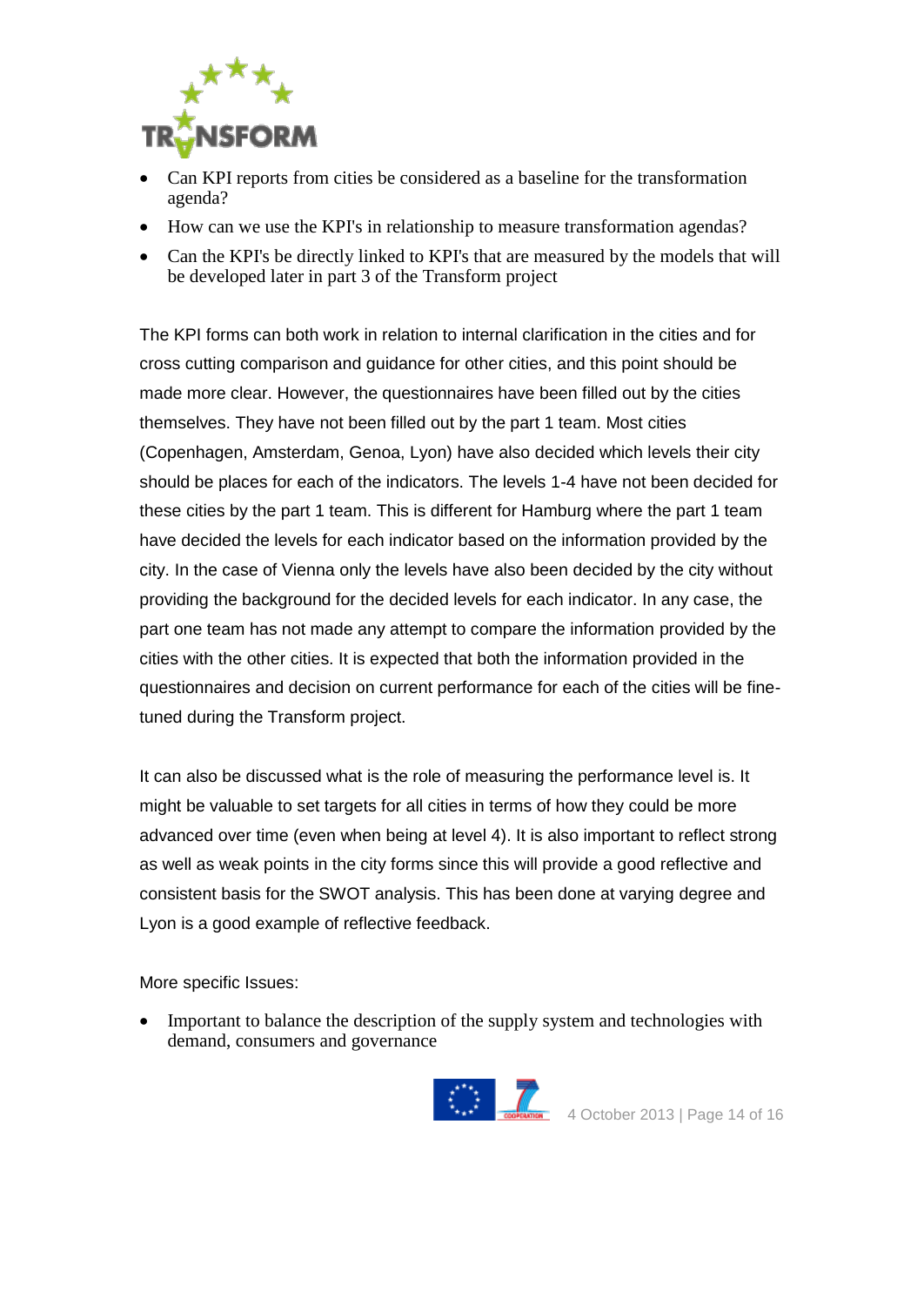- Can KPI reports from cities be considered as a baseline for the transformation agenda?
- How can we use the KPI's in relationship to measure transformation agendas?
- Can the KPI's be directly linked to KPI's that are measured by the models that will be developed later in part 3 of the Transform project

The KPI forms can both work in relation to internal clarification in the cities and for cross cutting comparison and guidance for other cities, and this point should be made more clear. However, the questionnaires have been filled out by the cities themselves. They have not been filled out by the part 1 team. Most cities (Copenhagen, Amsterdam, Genoa, Lyon) have also decided which levels their city should be places for each of the indicators. The levels 1-4 have not been decided for these cities by the part 1 team. This is different for Hamburg where the part 1 team have decided the levels for each indicator based on the information provided by the city. In the case of Vienna only the levels have also been decided by the city without providing the background for the decided levels for each indicator. In any case, the part one team has not made any attempt to compare the information provided by the cities with the other cities. It is expected that both the information provided in the questionnaires and decision on current performance for each of the cities will be fine-tuned during the Transform project.

It can also be discussed what is the role of measuring the performance level is. It might be valuable to set targets for all cities in terms of how they could be more advanced over time (even when being at level 4). It is also important to reflect strong as well as weak points in the city forms since this will provide a good reflective and consistent basis for the SWOT analysis. This has been done at varying degree and Lyon is a good example of reflective feedback.

More specific Issues:

- Important to balance the description of the supply system and technologies with demand, consumers and governance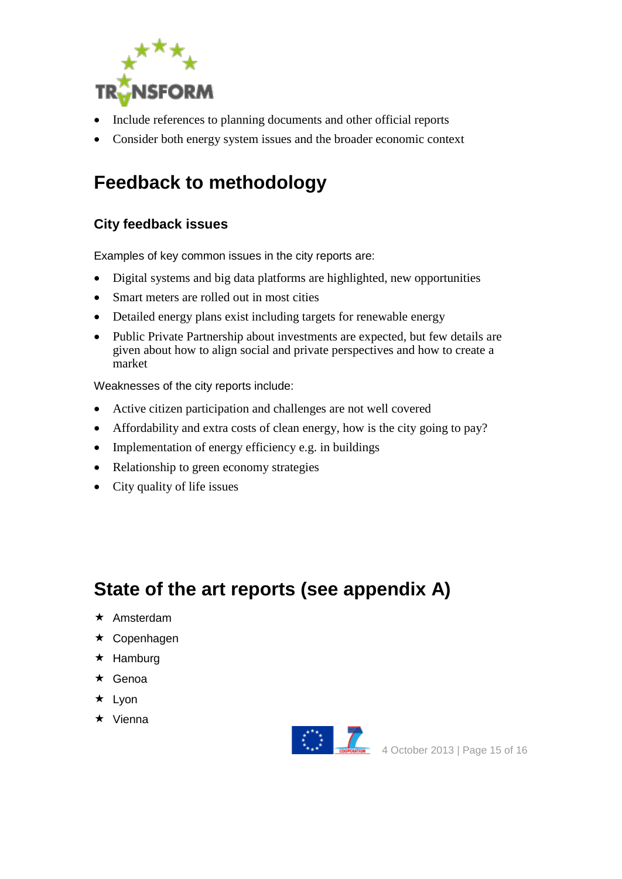- Include references to planning documents and other official reports
- Consider both energy system issues and the broader economic context

# Feedback to methodology

## City feedback issues

Examples of key common issues in the city reports are:

- Digital systems and big data platforms are highlighted, new opportunities
- Smart meters are rolled out in most cities
- Detailed energy plans exist including targets for renewable energy
- Public Private Partnership about investments are expected, but few details are given about how to align social and private perspectives and how to create a market

Weaknesses of the city reports include:

- Active citizen participation and challenges are not well covered
- Affordability and extra costs of clean energy, how is the city going to pay?
- Implementation of energy efficiency e.g. in buildings
- Relationship to green economy strategies
- City quality of life issues

# State of the art reports (see appendix A)

- Amsterdam
- Copenhagen
- Hamburg
- Genoa
- Lyon
- Vienna